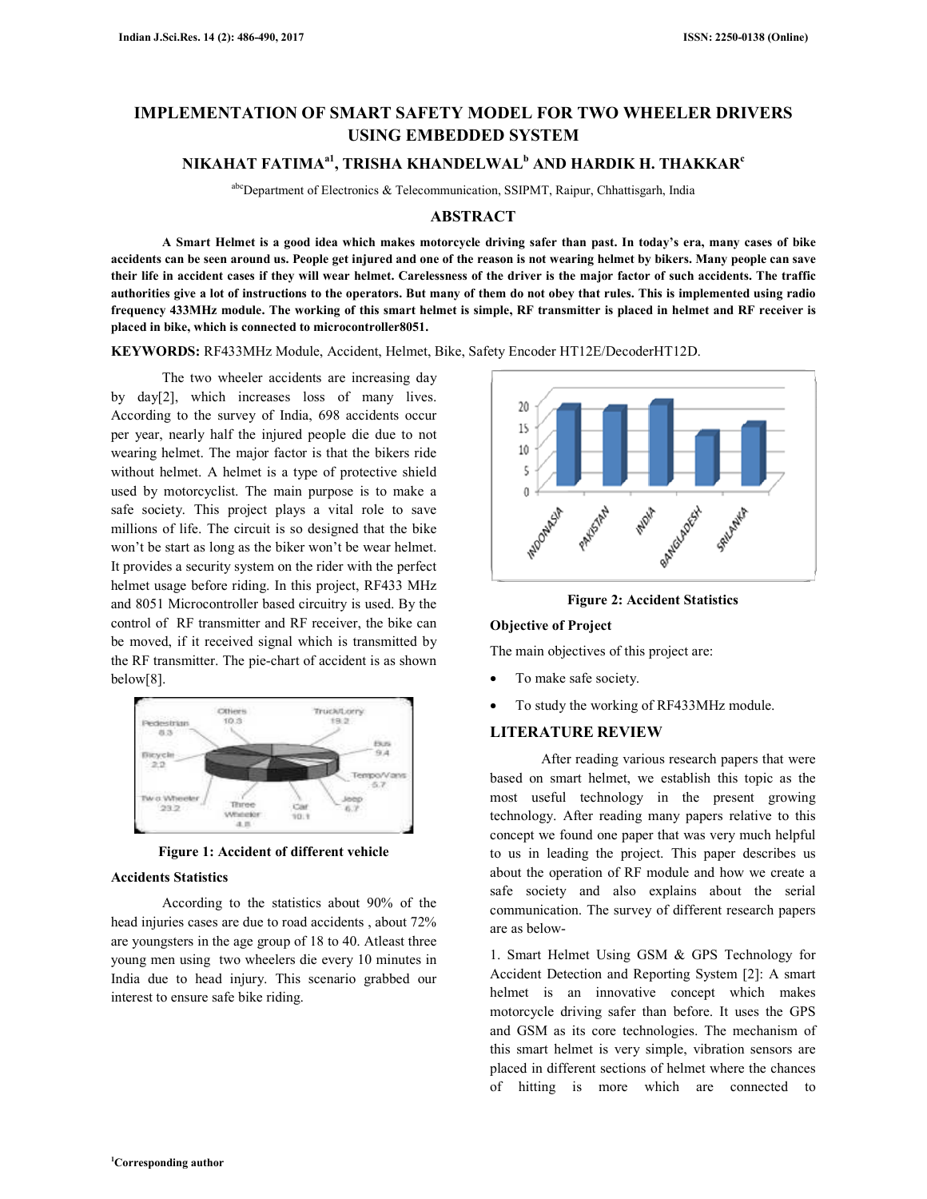# IMPLEMENTATION OF SMART SAFETY MODEL FOR TWO WHEELER DRIVERS USING EMBEDDED SYSTEM

**NIKAHAT FATIMA[a1], TRISHA KHANDELWAL[b] AND HARDIK H. THAKKAR[c]**

[abc]Department of Electronics & Telecommunication, SSIPMT, Raipur, Chhattisgarh, India

## ABSTRACT

**A Smart Helmet is a good idea which makes motorcycle driving safer than past. In today's era, many cases of bike accidents can be seen around us. People get injured and one of the reason is not wearing helmet by bikers. Many people can save their life in accident cases if they will wear helmet. Carelessness of the driver is the major factor of such accidents. The traffic authorities give a lot of instructions to the operators. But many of them do not obey that rules. This is implemented using radio frequency 433MHz module. The working of this smart helmet is simple, RF transmitter is placed in helmet and RF receiver is placed in bike, which is connected to microcontroller8051.**

**KEYWORDS:** RF433MHz Module, Accident, Helmet, Bike, Safety Encoder HT12E/DecoderHT12D.

The two wheeler accidents are increasing day by day[2], which increases loss of many lives. According to the survey of India, 698 accidents occur per year, nearly half the injured people die due to not wearing helmet. The major factor is that the bikers ride without helmet. A helmet is a type of protective shield used by motorcyclist. The main purpose is to make a safe society. This project plays a vital role to save millions of life. The circuit is so designed that the bike won't be start as long as the biker won't be wear helmet. It provides a security system on the rider with the perfect helmet usage before riding. In this project, RF433 MHz and 8051 Microcontroller based circuitry is used. By the control of RF transmitter and RF receiver, the bike can be moved, if it received signal which is transmitted by the RF transmitter. The pie-chart of accident is as shown below[8].

**Figure 1: Accident of different vehicle**

### Accidents Statistics

According to the statistics about 90% of the head injuries cases are due to road accidents , about 72% are youngsters in the age group of 18 to 40. Atleast three young men using two wheelers die every 10 minutes in India due to head injury. This scenario grabbed our interest to ensure safe bike riding.

**Figure 2: Accident Statistics**

### Objective of Project

The main objectives of this project are:

- To make safe society.
- To study the working of RF433MHz module.

## LITERATURE REVIEW

After reading various research papers that were based on smart helmet, we establish this topic as the most useful technology in the present growing technology. After reading many papers relative to this concept we found one paper that was very much helpful to us in leading the project. This paper describes us about the operation of RF module and how we create a safe society and also explains about the serial communication. The survey of different research papers are as below-

1. Smart Helmet Using GSM & GPS Technology for Accident Detection and Reporting System [2]: A smart helmet is an innovative concept which makes motorcycle driving safer than before. It uses the GPS and GSM as its core technologies. The mechanism of this smart helmet is very simple, vibration sensors are placed in different sections of helmet where the chances of hitting is more which are connected to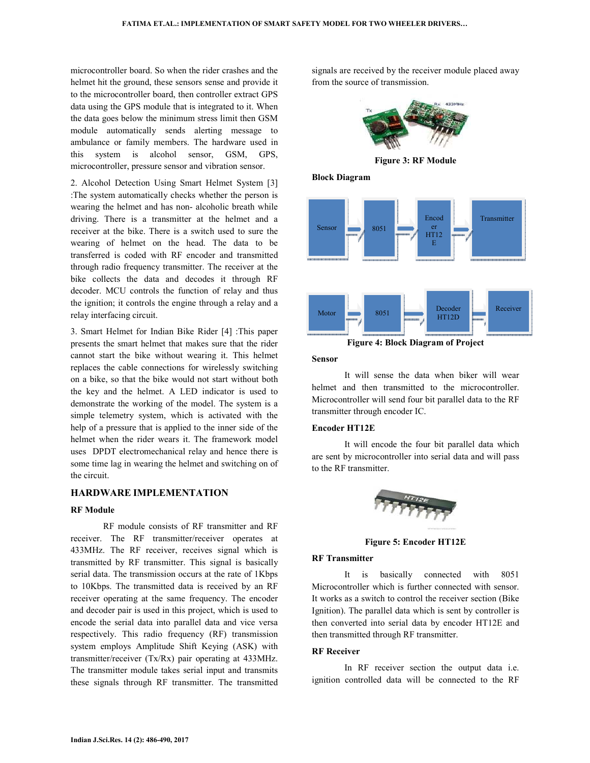microcontroller board. So when the rider crashes and the helmet hit the ground, these sensors sense and provide it to the microcontroller board, then controller extract GPS data using the GPS module that is integrated to it. When the data goes below the minimum stress limit then GSM module automatically sends alerting message to ambulance or family members. The hardware used in this system is alcohol sensor, GSM, GPS, microcontroller, pressure sensor and vibration sensor.

2. Alcohol Detection Using Smart Helmet System [3] :The system automatically checks whether the person is wearing the helmet and has non- alcoholic breath while driving. There is a transmitter at the helmet and a receiver at the bike. There is a switch used to sure the wearing of helmet on the head. The data to be transferred is coded with RF encoder and transmitted through radio frequency transmitter. The receiver at the bike collects the data and decodes it through RF decoder. MCU controls the function of relay and thus the ignition; it controls the engine through a relay and a relay interfacing circuit.

3. Smart Helmet for Indian Bike Rider [4] :This paper presents the smart helmet that makes sure that the rider cannot start the bike without wearing it. This helmet replaces the cable connections for wirelessly switching on a bike, so that the bike would not start without both the key and the helmet. A LED indicator is used to demonstrate the working of the model. The system is a simple telemetry system, which is activated with the help of a pressure that is applied to the inner side of the helmet when the rider wears it. The framework model uses DPDT electromechanical relay and hence there is some time lag in wearing the helmet and switching on of the circuit.

## HARDWARE IMPLEMENTATION

### RF Module

RF module consists of RF transmitter and RF receiver. The RF transmitter/receiver operates at 433MHz. The RF receiver, receives signal which is transmitted by RF transmitter. This signal is basically serial data. The transmission occurs at the rate of 1Kbps to 10Kbps. The transmitted data is received by an RF receiver operating at the same frequency. The encoder and decoder pair is used in this project, which is used to encode the serial data into parallel data and vice versa respectively. This radio frequency (RF) transmission system employs Amplitude Shift Keying (ASK) with transmitter/receiver (Tx/Rx) pair operating at 433MHz. The transmitter module takes serial input and transmits these signals through RF transmitter. The transmitted signals are received by the receiver module placed away from the source of transmission.

**Figure 3: RF Module**

### Block Diagram

Sensor → 8051 → Encoder HT12E → Transmitter

Motor ← 8051 ← Decoder HT12D ← Receiver

**Figure 4: Block Diagram of Project**

### Sensor

It will sense the data when biker will wear helmet and then transmitted to the microcontroller. Microcontroller will send four bit parallel data to the RF transmitter through encoder IC.

### Encoder HT12E

It will encode the four bit parallel data which are sent by microcontroller into serial data and will pass to the RF transmitter.

**Figure 5: Encoder HT12E**

### RF Transmitter

It is basically connected with 8051 Microcontroller which is further connected with sensor. It works as a switch to control the receiver section (Bike Ignition). The parallel data which is sent by controller is then converted into serial data by encoder HT12E and then transmitted through RF transmitter.

### RF Receiver

In RF receiver section the output data i.e. ignition controlled data will be connected to the RF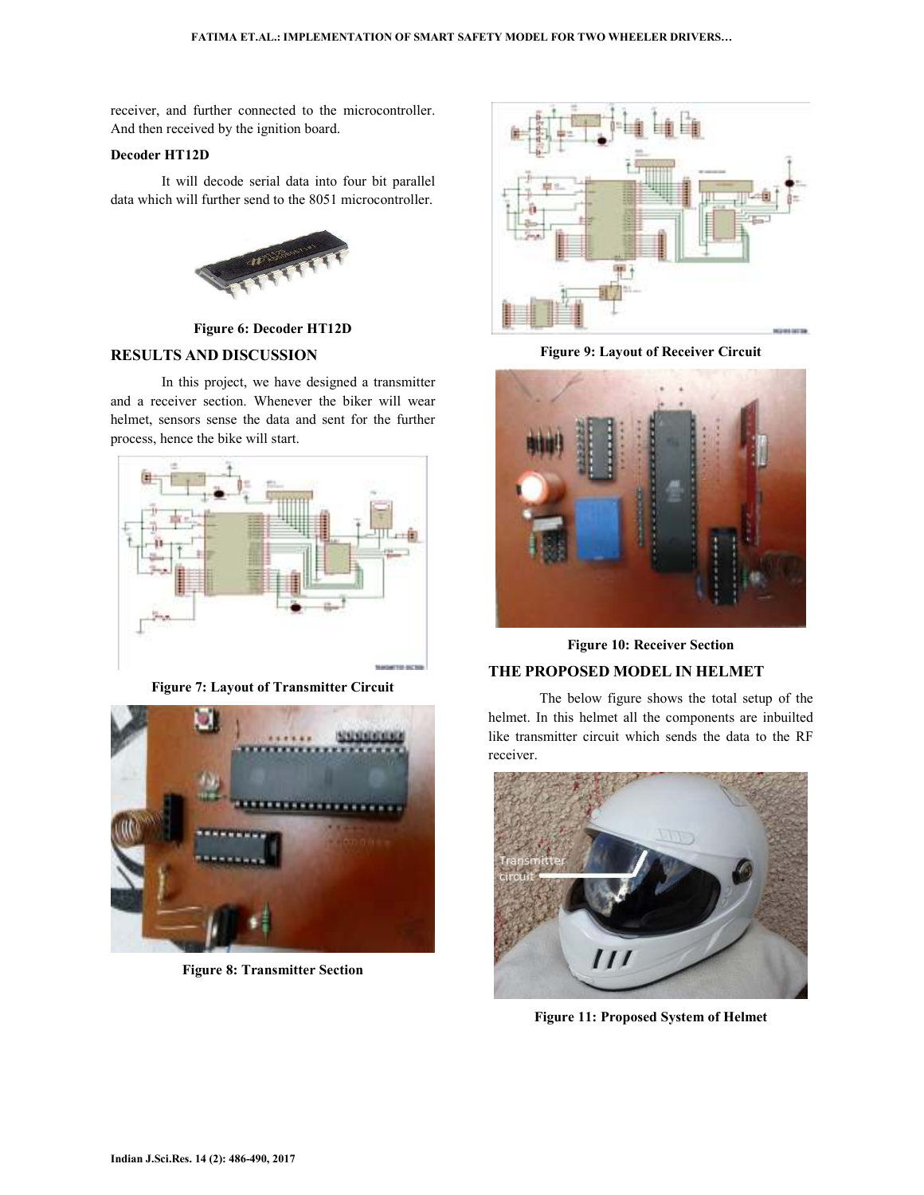receiver, and further connected to the microcontroller. And then received by the ignition board.

**Decoder HT12D**

It will decode serial data into four bit parallel data which will further send to the 8051 microcontroller.

**Figure 6: Decoder HT12D**

## RESULTS AND DISCUSSION

In this project, we have designed a transmitter and a receiver section. Whenever the biker will wear helmet, sensors sense the data and sent for the further process, hence the bike will start.

**Figure 7: Layout of Transmitter Circuit**

**Figure 8: Transmitter Section**

**Figure 9: Layout of Receiver Circuit**

**Figure 10: Receiver Section**

## THE PROPOSED MODEL IN HELMET

The below figure shows the total setup of the helmet. In this helmet all the components are inbuilted like transmitter circuit which sends the data to the RF receiver.

**Figure 11: Proposed System of Helmet**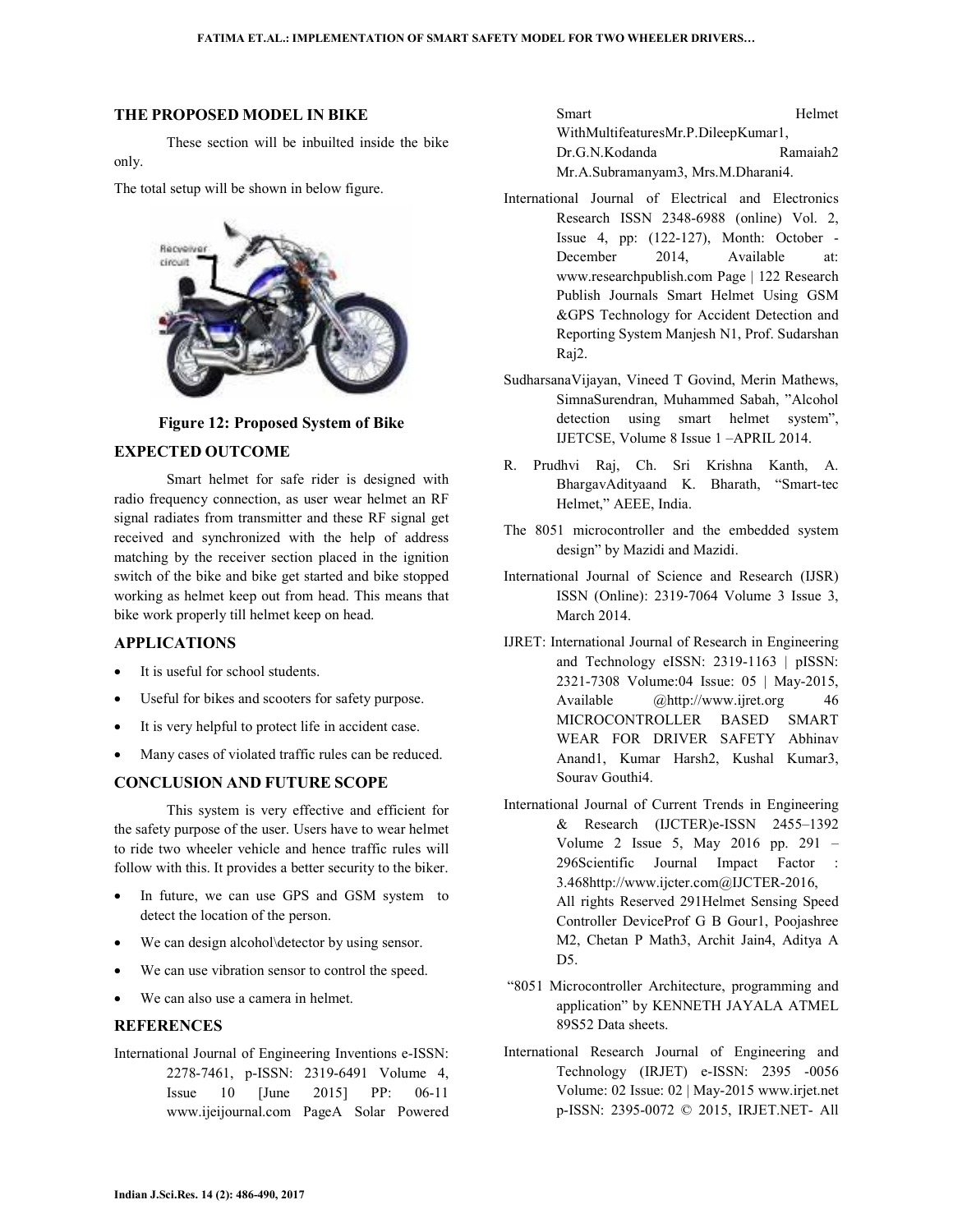## THE PROPOSED MODEL IN BIKE

These section will be inbuilted inside the bike only.

The total setup will be shown in below figure.

**Figure 12: Proposed System of Bike**

## EXPECTED OUTCOME

Smart helmet for safe rider is designed with radio frequency connection, as user wear helmet an RF signal radiates from transmitter and these RF signal get received and synchronized with the help of address matching by the receiver section placed in the ignition switch of the bike and bike get started and bike stopped working as helmet keep out from head. This means that bike work properly till helmet keep on head.

## APPLICATIONS

- It is useful for school students.
- Useful for bikes and scooters for safety purpose.
- It is very helpful to protect life in accident case.
- Many cases of violated traffic rules can be reduced.

## CONCLUSION AND FUTURE SCOPE

This system is very effective and efficient for the safety purpose of the user. Users have to wear helmet to ride two wheeler vehicle and hence traffic rules will follow with this. It provides a better security to the biker.

- In future, we can use GPS and GSM system to detect the location of the person.
- We can design alcohol\detector by using sensor.
- We can use vibration sensor to control the speed.
- We can also use a camera in helmet.

## REFERENCES

International Journal of Engineering Inventions e-ISSN: 2278-7461, p-ISSN: 2319-6491 Volume 4, Issue 10 [June 2015] PP: 06-11 www.ijeijournal.com PageA Solar Powered Smart Helmet WithMultifeaturesMr.P.DileepKumar1, Dr.G.N.Kodanda Ramaiah2 Mr.A.Subramanyam3, Mrs.M.Dharani4.

International Journal of Electrical and Electronics Research ISSN 2348-6988 (online) Vol. 2, Issue 4, pp: (122-127), Month: October - December 2014, Available at: www.researchpublish.com Page | 122 Research Publish Journals Smart Helmet Using GSM &GPS Technology for Accident Detection and Reporting System Manjesh N1, Prof. Sudarshan Raj2.

SudharsanaVijayan, Vineed T Govind, Merin Mathews, SimnaSurendran, Muhammed Sabah, "Alcohol detection using smart helmet system", IJETCSE, Volume 8 Issue 1 –APRIL 2014.

R. Prudhvi Raj, Ch. Sri Krishna Kanth, A. BhargavAdityaand K. Bharath, "Smart-tec Helmet," AEEE, India.

The 8051 microcontroller and the embedded system design" by Mazidi and Mazidi.

International Journal of Science and Research (IJSR) ISSN (Online): 2319-7064 Volume 3 Issue 3, March 2014.

IJRET: International Journal of Research in Engineering and Technology eISSN: 2319-1163 | pISSN: 2321-7308 Volume:04 Issue: 05 | May-2015, Available @http://www.ijret.org 46 MICROCONTROLLER BASED SMART WEAR FOR DRIVER SAFETY Abhinav Anand1, Kumar Harsh2, Kushal Kumar3, Sourav Gouthi4.

International Journal of Current Trends in Engineering & Research (IJCTER)e-ISSN 2455–1392 Volume 2 Issue 5, May 2016 pp. 291 – 296Scientific Journal Impact Factor : 3.468http://www.ijcter.com@IJCTER-2016, All rights Reserved 291Helmet Sensing Speed Controller DeviceProf G B Gour1, Poojashree M2, Chetan P Math3, Archit Jain4, Aditya A D5.

"8051 Microcontroller Architecture, programming and application" by KENNETH JAYALA ATMEL 89S52 Data sheets.

International Research Journal of Engineering and Technology (IRJET) e-ISSN: 2395 -0056 Volume: 02 Issue: 02 | May-2015 www.irjet.net p-ISSN: 2395-0072 © 2015, IRJET.NET- All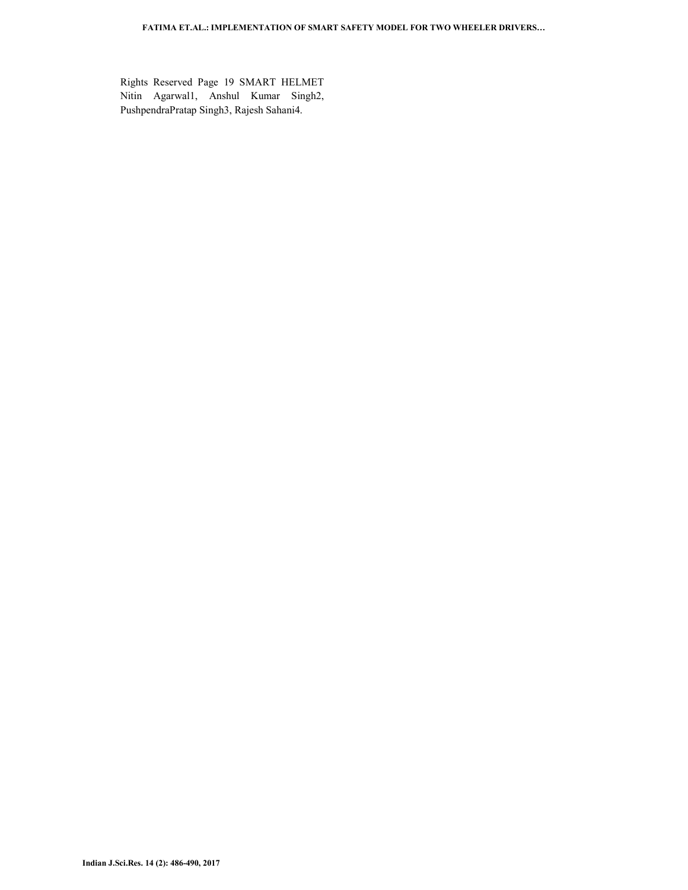Rights Reserved Page 19 SMART HELMET Nitin Agarwal1, Anshul Kumar Singh2, PushpendraPratap Singh3, Rajesh Sahani4.